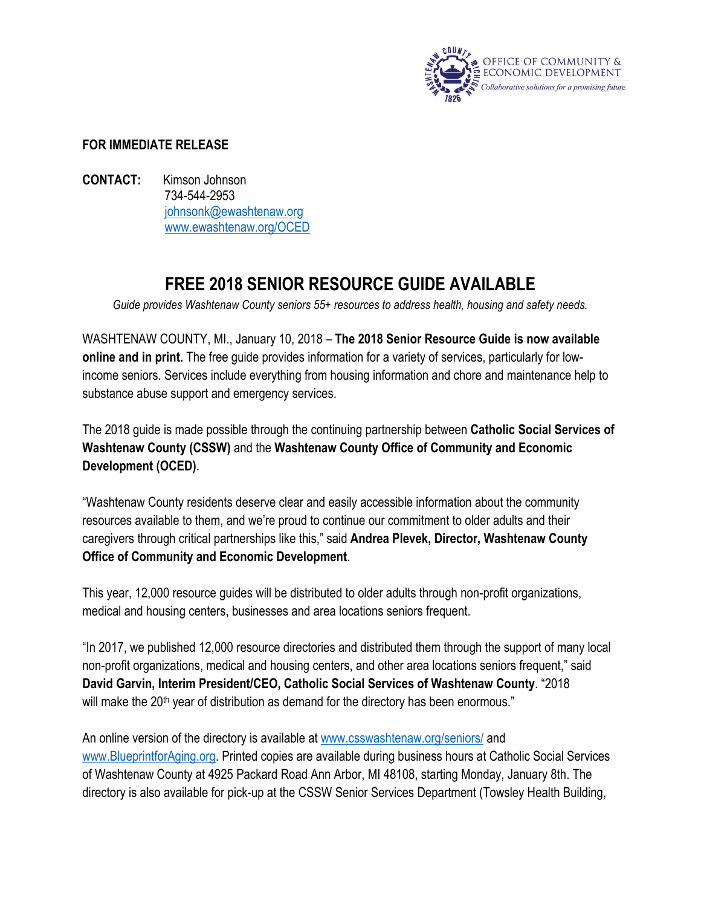OFFICE OF COMMUNITY & ECONOMIC DEVELOPMENT
*Collaborative solutions for a promising future*

**FOR IMMEDIATE RELEASE**

**CONTACT:** Kimson Johnson
734-544-2953
johnsonk@ewashtenaw.org
www.ewashtenaw.org/OCED

# FREE 2018 SENIOR RESOURCE GUIDE AVAILABLE

*Guide provides Washtenaw County seniors 55+ resources to address health, housing and safety needs.*

WASHTENAW COUNTY, MI., January 10, 2018 – **The 2018 Senior Resource Guide is now available online and in print.** The free guide provides information for a variety of services, particularly for low-income seniors. Services include everything from housing information and chore and maintenance help to substance abuse support and emergency services.

The 2018 guide is made possible through the continuing partnership between **Catholic Social Services of Washtenaw County (CSSW)** and the **Washtenaw County Office of Community and Economic Development (OCED)**.

"Washtenaw County residents deserve clear and easily accessible information about the community resources available to them, and we're proud to continue our commitment to older adults and their caregivers through critical partnerships like this," said **Andrea Plevek, Director, Washtenaw County Office of Community and Economic Development**.

This year, 12,000 resource guides will be distributed to older adults through non-profit organizations, medical and housing centers, businesses and area locations seniors frequent.

"In 2017, we published 12,000 resource directories and distributed them through the support of many local non-profit organizations, medical and housing centers, and other area locations seniors frequent," said **David Garvin, Interim President/CEO, Catholic Social Services of Washtenaw County**. "2018 will make the 20th year of distribution as demand for the directory has been enormous."

An online version of the directory is available at www.csswashtenaw.org/seniors/ and www.BlueprintforAging.org. Printed copies are available during business hours at Catholic Social Services of Washtenaw County at 4925 Packard Road Ann Arbor, MI 48108, starting Monday, January 8th. The directory is also available for pick-up at the CSSW Senior Services Department (Towsley Health Building,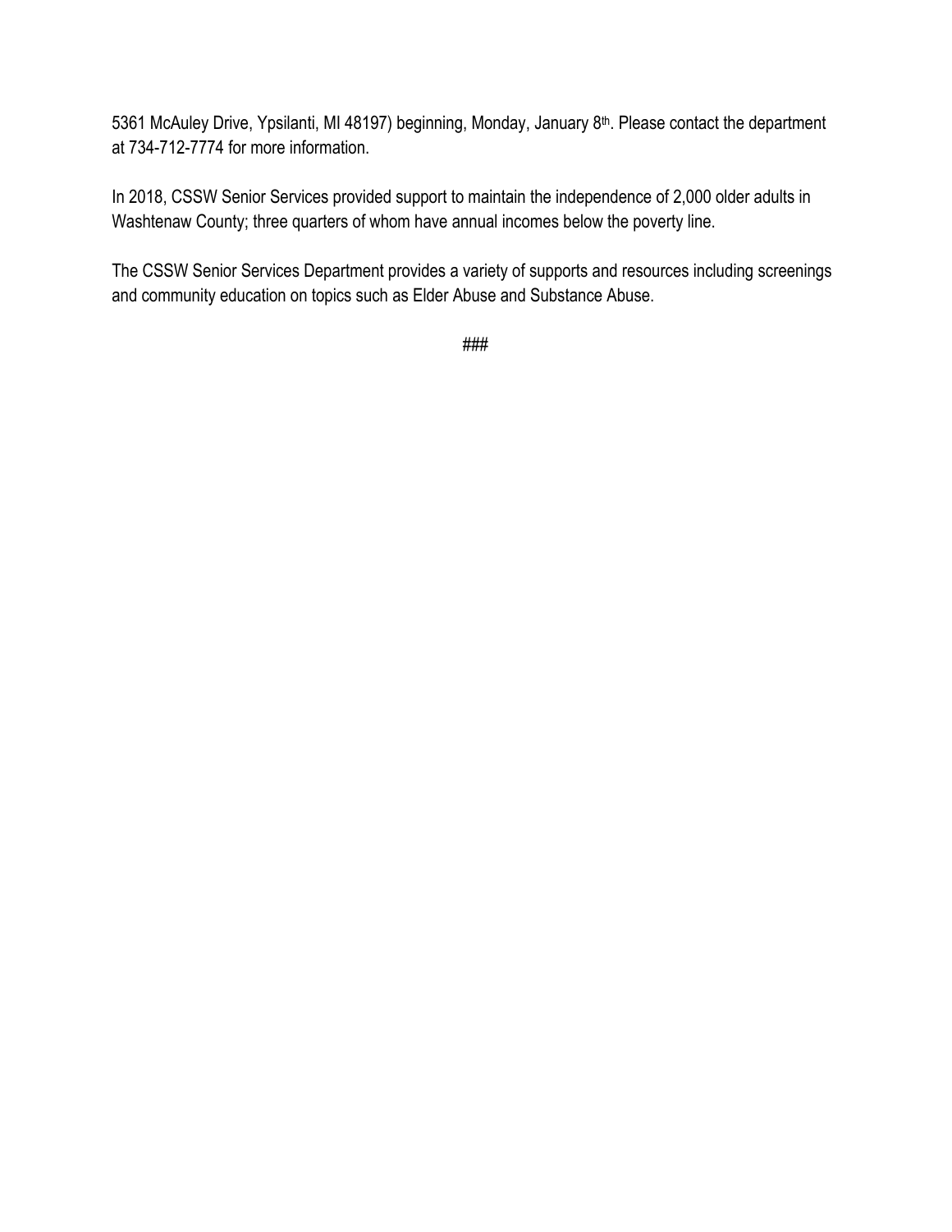5361 McAuley Drive, Ypsilanti, MI 48197) beginning, Monday, January 8th. Please contact the department at 734-712-7774 for more information.

In 2018, CSSW Senior Services provided support to maintain the independence of 2,000 older adults in Washtenaw County; three quarters of whom have annual incomes below the poverty line.

The CSSW Senior Services Department provides a variety of supports and resources including screenings and community education on topics such as Elder Abuse and Substance Abuse.

###